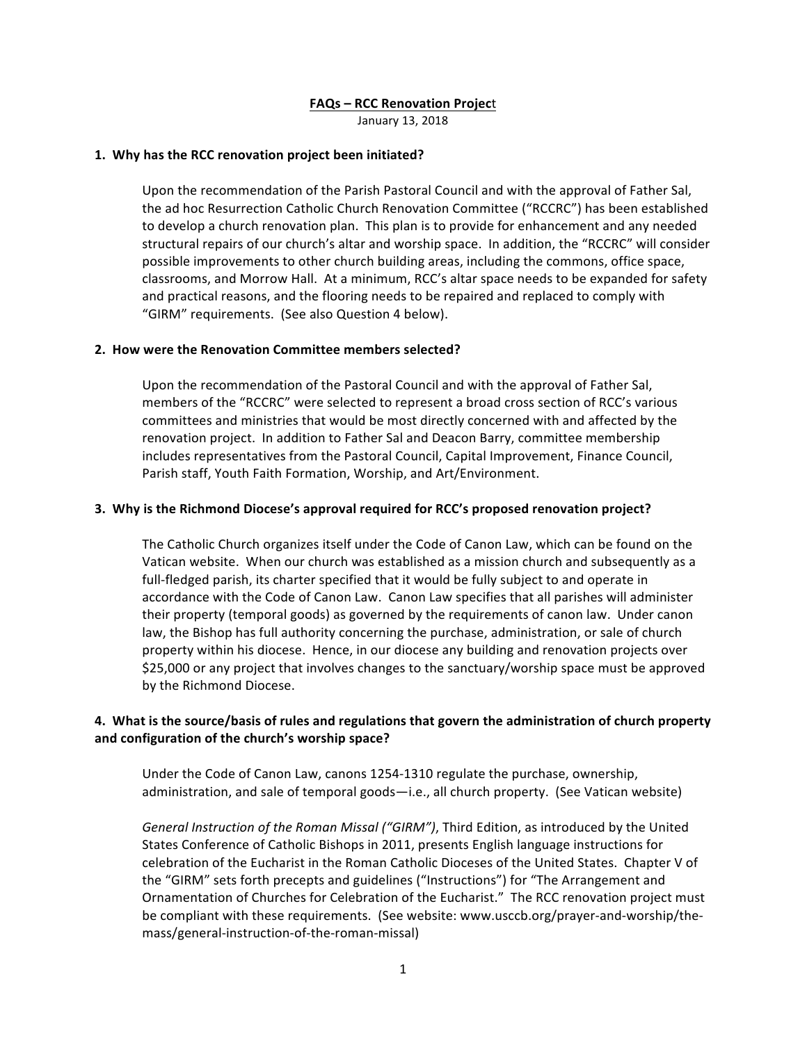**FAQs – RCC Renovation Project**

January 13, 2018

**1. Why has the RCC renovation project been initiated?**

Upon the recommendation of the Parish Pastoral Council and with the approval of Father Sal, the ad hoc Resurrection Catholic Church Renovation Committee ("RCCRC") has been established to develop a church renovation plan. This plan is to provide for enhancement and any needed structural repairs of our church's altar and worship space. In addition, the "RCCRC" will consider possible improvements to other church building areas, including the commons, office space, classrooms, and Morrow Hall. At a minimum, RCC's altar space needs to be expanded for safety and practical reasons, and the flooring needs to be repaired and replaced to comply with "GIRM" requirements. (See also Question 4 below).

**2. How were the Renovation Committee members selected?**

Upon the recommendation of the Pastoral Council and with the approval of Father Sal, members of the "RCCRC" were selected to represent a broad cross section of RCC's various committees and ministries that would be most directly concerned with and affected by the renovation project. In addition to Father Sal and Deacon Barry, committee membership includes representatives from the Pastoral Council, Capital Improvement, Finance Council, Parish staff, Youth Faith Formation, Worship, and Art/Environment.

**3. Why is the Richmond Diocese's approval required for RCC's proposed renovation project?**

The Catholic Church organizes itself under the Code of Canon Law, which can be found on the Vatican website. When our church was established as a mission church and subsequently as a full-fledged parish, its charter specified that it would be fully subject to and operate in accordance with the Code of Canon Law. Canon Law specifies that all parishes will administer their property (temporal goods) as governed by the requirements of canon law. Under canon law, the Bishop has full authority concerning the purchase, administration, or sale of church property within his diocese. Hence, in our diocese any building and renovation projects over $25,000 or any project that involves changes to the sanctuary/worship space must be approved by the Richmond Diocese.

**4. What is the source/basis of rules and regulations that govern the administration of church property and configuration of the church's worship space?**

Under the Code of Canon Law, canons 1254-1310 regulate the purchase, ownership, administration, and sale of temporal goods—i.e., all church property. (See Vatican website)

*General Instruction of the Roman Missal ("GIRM")*, Third Edition, as introduced by the United States Conference of Catholic Bishops in 2011, presents English language instructions for celebration of the Eucharist in the Roman Catholic Dioceses of the United States. Chapter V of the "GIRM" sets forth precepts and guidelines ("Instructions") for "The Arrangement and Ornamentation of Churches for Celebration of the Eucharist." The RCC renovation project must be compliant with these requirements. (See website: www.usccb.org/prayer-and-worship/the-mass/general-instruction-of-the-roman-missal)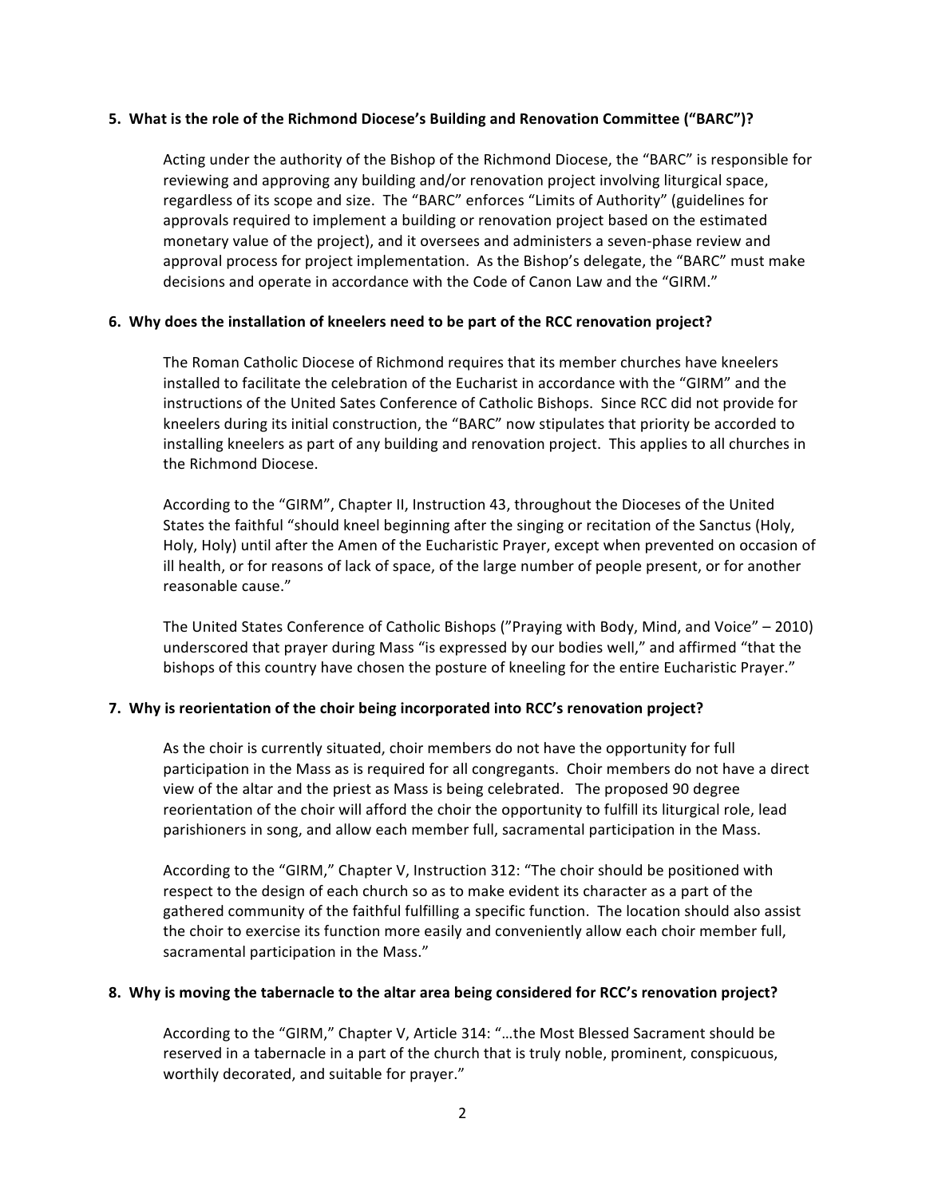**5. What is the role of the Richmond Diocese's Building and Renovation Committee ("BARC")?**

Acting under the authority of the Bishop of the Richmond Diocese, the "BARC" is responsible for reviewing and approving any building and/or renovation project involving liturgical space, regardless of its scope and size. The "BARC" enforces "Limits of Authority" (guidelines for approvals required to implement a building or renovation project based on the estimated monetary value of the project), and it oversees and administers a seven-phase review and approval process for project implementation. As the Bishop's delegate, the "BARC" must make decisions and operate in accordance with the Code of Canon Law and the "GIRM."

**6. Why does the installation of kneelers need to be part of the RCC renovation project?**

The Roman Catholic Diocese of Richmond requires that its member churches have kneelers installed to facilitate the celebration of the Eucharist in accordance with the "GIRM" and the instructions of the United Sates Conference of Catholic Bishops. Since RCC did not provide for kneelers during its initial construction, the "BARC" now stipulates that priority be accorded to installing kneelers as part of any building and renovation project. This applies to all churches in the Richmond Diocese.

According to the "GIRM", Chapter II, Instruction 43, throughout the Dioceses of the United States the faithful "should kneel beginning after the singing or recitation of the Sanctus (Holy, Holy, Holy) until after the Amen of the Eucharistic Prayer, except when prevented on occasion of ill health, or for reasons of lack of space, of the large number of people present, or for another reasonable cause."

The United States Conference of Catholic Bishops ("Praying with Body, Mind, and Voice" – 2010) underscored that prayer during Mass "is expressed by our bodies well," and affirmed "that the bishops of this country have chosen the posture of kneeling for the entire Eucharistic Prayer."

**7. Why is reorientation of the choir being incorporated into RCC's renovation project?**

As the choir is currently situated, choir members do not have the opportunity for full participation in the Mass as is required for all congregants. Choir members do not have a direct view of the altar and the priest as Mass is being celebrated. The proposed 90 degree reorientation of the choir will afford the choir the opportunity to fulfill its liturgical role, lead parishioners in song, and allow each member full, sacramental participation in the Mass.

According to the "GIRM," Chapter V, Instruction 312: "The choir should be positioned with respect to the design of each church so as to make evident its character as a part of the gathered community of the faithful fulfilling a specific function. The location should also assist the choir to exercise its function more easily and conveniently allow each choir member full, sacramental participation in the Mass."

**8. Why is moving the tabernacle to the altar area being considered for RCC's renovation project?**

According to the "GIRM," Chapter V, Article 314: "…the Most Blessed Sacrament should be reserved in a tabernacle in a part of the church that is truly noble, prominent, conspicuous, worthily decorated, and suitable for prayer."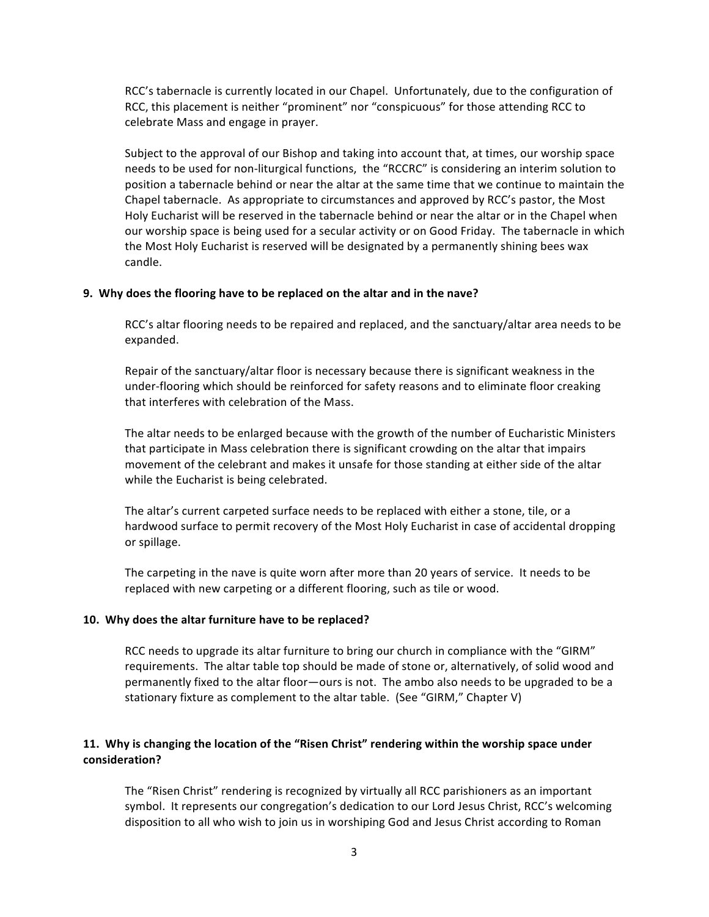RCC's tabernacle is currently located in our Chapel. Unfortunately, due to the configuration of RCC, this placement is neither "prominent" nor "conspicuous" for those attending RCC to celebrate Mass and engage in prayer.

Subject to the approval of our Bishop and taking into account that, at times, our worship space needs to be used for non-liturgical functions, the "RCCRC" is considering an interim solution to position a tabernacle behind or near the altar at the same time that we continue to maintain the Chapel tabernacle. As appropriate to circumstances and approved by RCC's pastor, the Most Holy Eucharist will be reserved in the tabernacle behind or near the altar or in the Chapel when our worship space is being used for a secular activity or on Good Friday. The tabernacle in which the Most Holy Eucharist is reserved will be designated by a permanently shining bees wax candle.

**9. Why does the flooring have to be replaced on the altar and in the nave?**

RCC's altar flooring needs to be repaired and replaced, and the sanctuary/altar area needs to be expanded.

Repair of the sanctuary/altar floor is necessary because there is significant weakness in the under-flooring which should be reinforced for safety reasons and to eliminate floor creaking that interferes with celebration of the Mass.

The altar needs to be enlarged because with the growth of the number of Eucharistic Ministers that participate in Mass celebration there is significant crowding on the altar that impairs movement of the celebrant and makes it unsafe for those standing at either side of the altar while the Eucharist is being celebrated.

The altar's current carpeted surface needs to be replaced with either a stone, tile, or a hardwood surface to permit recovery of the Most Holy Eucharist in case of accidental dropping or spillage.

The carpeting in the nave is quite worn after more than 20 years of service. It needs to be replaced with new carpeting or a different flooring, such as tile or wood.

**10. Why does the altar furniture have to be replaced?**

RCC needs to upgrade its altar furniture to bring our church in compliance with the "GIRM" requirements. The altar table top should be made of stone or, alternatively, of solid wood and permanently fixed to the altar floor—ours is not. The ambo also needs to be upgraded to be a stationary fixture as complement to the altar table. (See "GIRM," Chapter V)

**11. Why is changing the location of the "Risen Christ" rendering within the worship space under consideration?**

The "Risen Christ" rendering is recognized by virtually all RCC parishioners as an important symbol. It represents our congregation's dedication to our Lord Jesus Christ, RCC's welcoming disposition to all who wish to join us in worshiping God and Jesus Christ according to Roman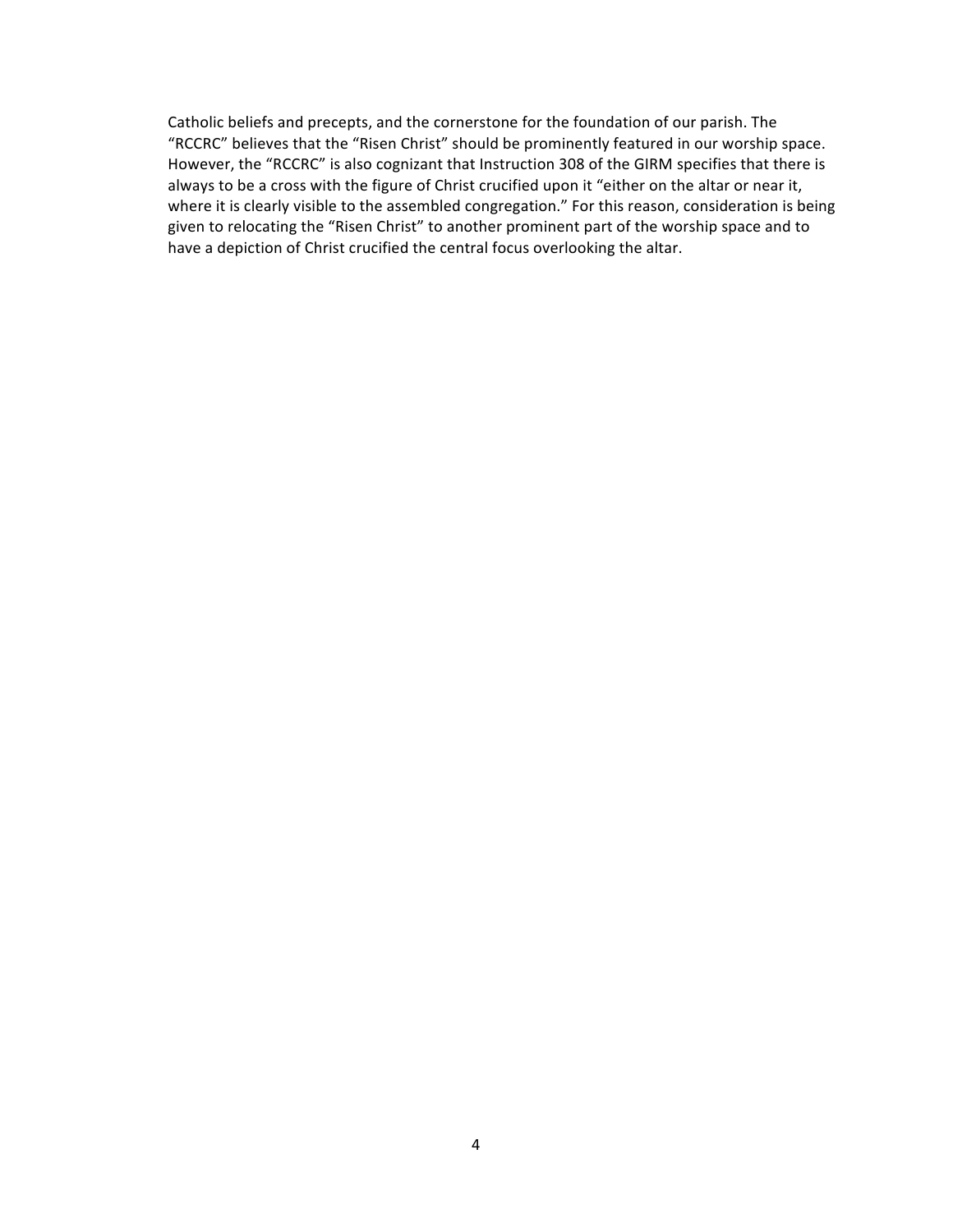Catholic beliefs and precepts, and the cornerstone for the foundation of our parish. The "RCCRC" believes that the "Risen Christ" should be prominently featured in our worship space. However, the "RCCRC" is also cognizant that Instruction 308 of the GIRM specifies that there is always to be a cross with the figure of Christ crucified upon it "either on the altar or near it, where it is clearly visible to the assembled congregation." For this reason, consideration is being given to relocating the "Risen Christ" to another prominent part of the worship space and to have a depiction of Christ crucified the central focus overlooking the altar.